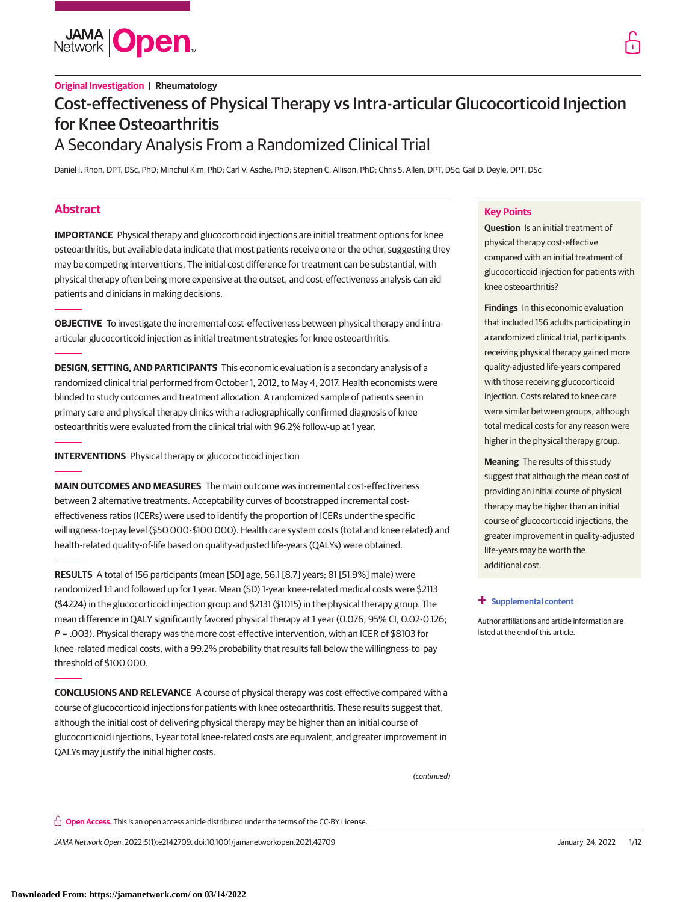Original Investigation | Rheumatology

# Cost-effectiveness of Physical Therapy vs Intra-articular Glucocorticoid Injection for Knee Osteoarthritis

## A Secondary Analysis From a Randomized Clinical Trial

Daniel I. Rhon, DPT, DSc, PhD; Minchul Kim, PhD; Carl V. Asche, PhD; Stephen C. Allison, PhD; Chris S. Allen, DPT, DSc; Gail D. Deyle, DPT, DSc

## Abstract

**IMPORTANCE** Physical therapy and glucocorticoid injections are initial treatment options for knee osteoarthritis, but available data indicate that most patients receive one or the other, suggesting they may be competing interventions. The initial cost difference for treatment can be substantial, with physical therapy often being more expensive at the outset, and cost-effectiveness analysis can aid patients and clinicians in making decisions.

**OBJECTIVE** To investigate the incremental cost-effectiveness between physical therapy and intra-articular glucocorticoid injection as initial treatment strategies for knee osteoarthritis.

**DESIGN, SETTING, AND PARTICIPANTS** This economic evaluation is a secondary analysis of a randomized clinical trial performed from October 1, 2012, to May 4, 2017. Health economists were blinded to study outcomes and treatment allocation. A randomized sample of patients seen in primary care and physical therapy clinics with a radiographically confirmed diagnosis of knee osteoarthritis were evaluated from the clinical trial with 96.2% follow-up at 1 year.

**INTERVENTIONS** Physical therapy or glucocorticoid injection

**MAIN OUTCOMES AND MEASURES** The main outcome was incremental cost-effectiveness between 2 alternative treatments. Acceptability curves of bootstrapped incremental cost-effectiveness ratios (ICERs) were used to identify the proportion of ICERs under the specific willingness-to-pay level ($50 000-$100 000). Health care system costs (total and knee related) and health-related quality-of-life based on quality-adjusted life-years (QALYs) were obtained.

**RESULTS** A total of 156 participants (mean [SD] age, 56.1 [8.7] years; 81 [51.9%] male) were randomized 1:1 and followed up for 1 year. Mean (SD) 1-year knee-related medical costs were $2113 ($4224) in the glucocorticoid injection group and $2131 ($1015) in the physical therapy group. The mean difference in QALY significantly favored physical therapy at 1 year (0.076; 95% CI, 0.02-0.126; *P* = .003). Physical therapy was the more cost-effective intervention, with an ICER of $8103 for knee-related medical costs, with a 99.2% probability that results fall below the willingness-to-pay threshold of $100 000.

**CONCLUSIONS AND RELEVANCE** A course of physical therapy was cost-effective compared with a course of glucocorticoid injections for patients with knee osteoarthritis. These results suggest that, although the initial cost of delivering physical therapy may be higher than an initial course of glucocorticoid injections, 1-year total knee-related costs are equivalent, and greater improvement in QALYs may justify the initial higher costs.

*(continued)*

## Key Points

**Question** Is an initial treatment of physical therapy cost-effective compared with an initial treatment of glucocorticoid injection for patients with knee osteoarthritis?

**Findings** In this economic evaluation that included 156 adults participating in a randomized clinical trial, participants receiving physical therapy gained more quality-adjusted life-years compared with those receiving glucocorticoid injection. Costs related to knee care were similar between groups, although total medical costs for any reason were higher in the physical therapy group.

**Meaning** The results of this study suggest that although the mean cost of providing an initial course of physical therapy may be higher than an initial course of glucocorticoid injections, the greater improvement in quality-adjusted life-years may be worth the additional cost.

**+ Supplemental content**

Author affiliations and article information are listed at the end of this article.

**Open Access.** This is an open access article distributed under the terms of the CC-BY License.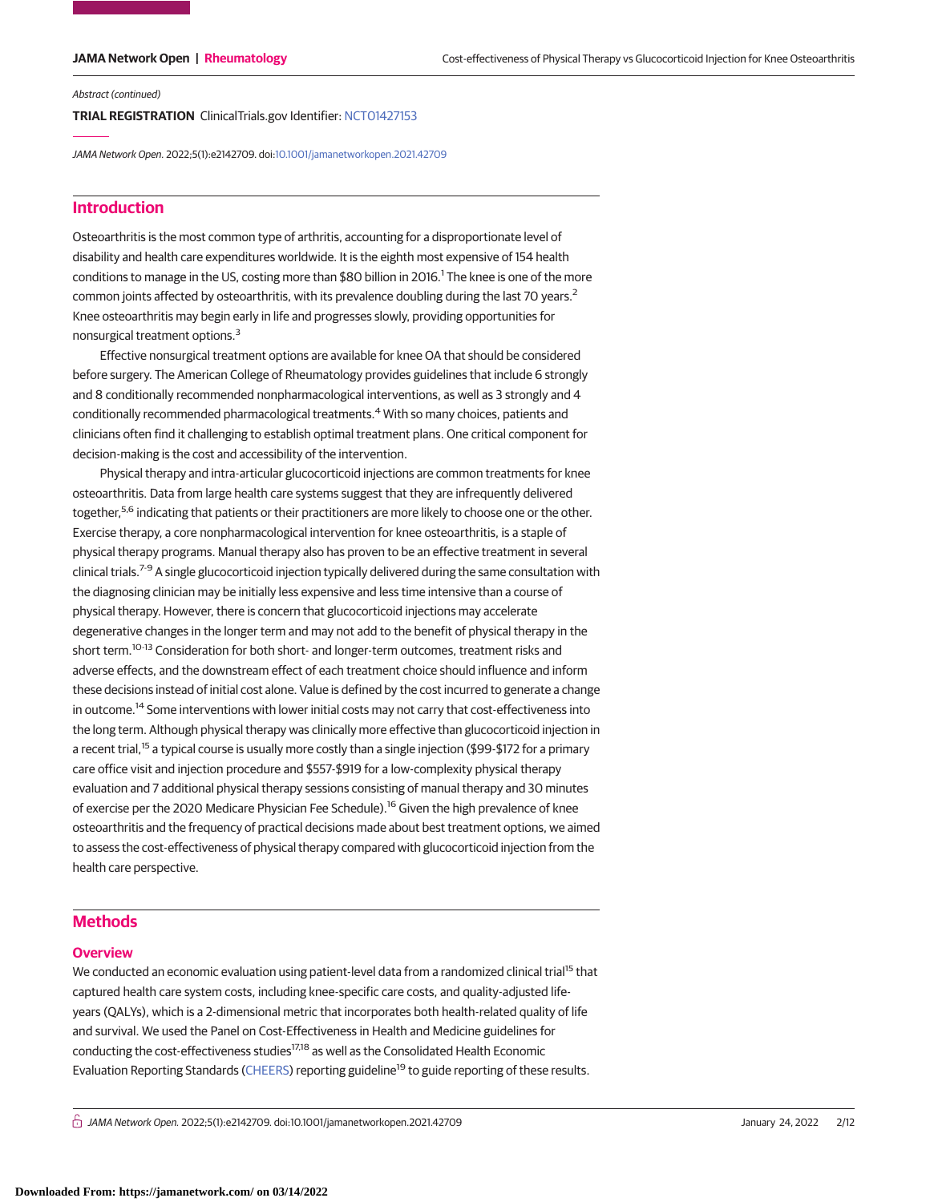Abstract (continued)

**TRIAL REGISTRATION** ClinicalTrials.gov Identifier: NCT01427153

*JAMA Network Open*. 2022;5(1):e2142709. doi:10.1001/jamanetworkopen.2021.42709

## Introduction

Osteoarthritis is the most common type of arthritis, accounting for a disproportionate level of disability and health care expenditures worldwide. It is the eighth most expensive of 154 health conditions to manage in the US, costing more than $80 billion in 2016.[1] The knee is one of the more common joints affected by osteoarthritis, with its prevalence doubling during the last 70 years.[2] Knee osteoarthritis may begin early in life and progresses slowly, providing opportunities for nonsurgical treatment options.[3]

Effective nonsurgical treatment options are available for knee OA that should be considered before surgery. The American College of Rheumatology provides guidelines that include 6 strongly and 8 conditionally recommended nonpharmacological interventions, as well as 3 strongly and 4 conditionally recommended pharmacological treatments.[4] With so many choices, patients and clinicians often find it challenging to establish optimal treatment plans. One critical component for decision-making is the cost and accessibility of the intervention.

Physical therapy and intra-articular glucocorticoid injections are common treatments for knee osteoarthritis. Data from large health care systems suggest that they are infrequently delivered together,[5,6] indicating that patients or their practitioners are more likely to choose one or the other. Exercise therapy, a core nonpharmacological intervention for knee osteoarthritis, is a staple of physical therapy programs. Manual therapy also has proven to be an effective treatment in several clinical trials.[7-9] A single glucocorticoid injection typically delivered during the same consultation with the diagnosing clinician may be initially less expensive and less time intensive than a course of physical therapy. However, there is concern that glucocorticoid injections may accelerate degenerative changes in the longer term and may not add to the benefit of physical therapy in the short term.[10-13] Consideration for both short- and longer-term outcomes, treatment risks and adverse effects, and the downstream effect of each treatment choice should influence and inform these decisions instead of initial cost alone. Value is defined by the cost incurred to generate a change in outcome.[14] Some interventions with lower initial costs may not carry that cost-effectiveness into the long term. Although physical therapy was clinically more effective than glucocorticoid injection in a recent trial,[15] a typical course is usually more costly than a single injection ($99-$172 for a primary care office visit and injection procedure and $557-$919 for a low-complexity physical therapy evaluation and 7 additional physical therapy sessions consisting of manual therapy and 30 minutes of exercise per the 2020 Medicare Physician Fee Schedule).[16] Given the high prevalence of knee osteoarthritis and the frequency of practical decisions made about best treatment options, we aimed to assess the cost-effectiveness of physical therapy compared with glucocorticoid injection from the health care perspective.

## Methods

### Overview

We conducted an economic evaluation using patient-level data from a randomized clinical trial[15] that captured health care system costs, including knee-specific care costs, and quality-adjusted life-years (QALYs), which is a 2-dimensional metric that incorporates both health-related quality of life and survival. We used the Panel on Cost-Effectiveness in Health and Medicine guidelines for conducting the cost-effectiveness studies[17,18] as well as the Consolidated Health Economic Evaluation Reporting Standards (CHEERS) reporting guideline[19] to guide reporting of these results.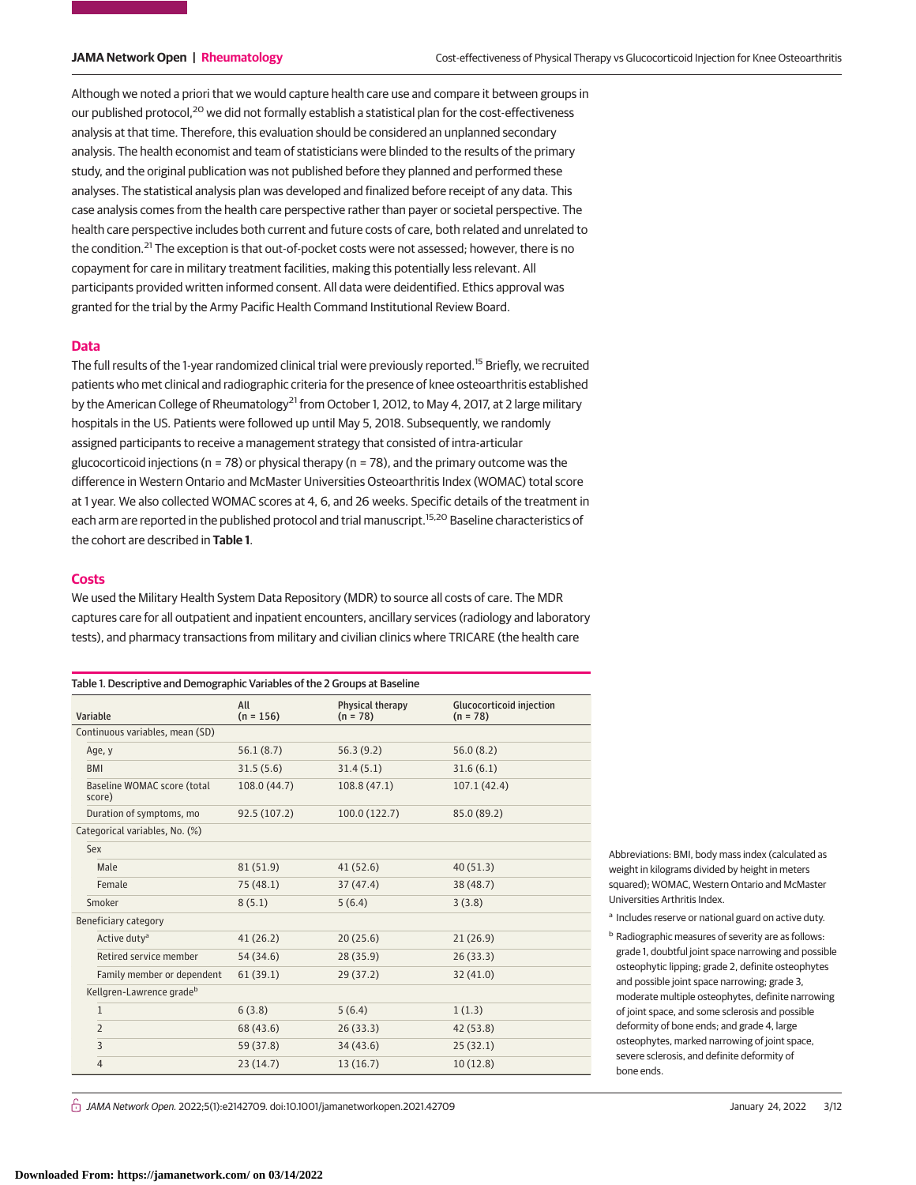Although we noted a priori that we would capture health care use and compare it between groups in our published protocol,[20] we did not formally establish a statistical plan for the cost-effectiveness analysis at that time. Therefore, this evaluation should be considered an unplanned secondary analysis. The health economist and team of statisticians were blinded to the results of the primary study, and the original publication was not published before they planned and performed these analyses. The statistical analysis plan was developed and finalized before receipt of any data. This case analysis comes from the health care perspective rather than payer or societal perspective. The health care perspective includes both current and future costs of care, both related and unrelated to the condition.[21] The exception is that out-of-pocket costs were not assessed; however, there is no copayment for care in military treatment facilities, making this potentially less relevant. All participants provided written informed consent. All data were deidentified. Ethics approval was granted for the trial by the Army Pacific Health Command Institutional Review Board.

## Data

The full results of the 1-year randomized clinical trial were previously reported.[15] Briefly, we recruited patients who met clinical and radiographic criteria for the presence of knee osteoarthritis established by the American College of Rheumatology[21] from October 1, 2012, to May 4, 2017, at 2 large military hospitals in the US. Patients were followed up until May 5, 2018. Subsequently, we randomly assigned participants to receive a management strategy that consisted of intra-articular glucocorticoid injections (n = 78) or physical therapy (n = 78), and the primary outcome was the difference in Western Ontario and McMaster Universities Osteoarthritis Index (WOMAC) total score at 1 year. We also collected WOMAC scores at 4, 6, and 26 weeks. Specific details of the treatment in each arm are reported in the published protocol and trial manuscript.[15,20] Baseline characteristics of the cohort are described in **Table 1**.

## Costs

We used the Military Health System Data Repository (MDR) to source all costs of care. The MDR captures care for all outpatient and inpatient encounters, ancillary services (radiology and laboratory tests), and pharmacy transactions from military and civilian clinics where TRICARE (the health care

Table 1. Descriptive and Demographic Variables of the 2 Groups at Baseline

| Variable | All (n = 156) | Physical therapy (n = 78) | Glucocorticoid injection (n = 78) |
|---|---|---|---|
| Continuous variables, mean (SD) | | | |
| Age, y | 56.1 (8.7) | 56.3 (9.2) | 56.0 (8.2) |
| BMI | 31.5 (5.6) | 31.4 (5.1) | 31.6 (6.1) |
| Baseline WOMAC score (total score) | 108.0 (44.7) | 108.8 (47.1) | 107.1 (42.4) |
| Duration of symptoms, mo | 92.5 (107.2) | 100.0 (122.7) | 85.0 (89.2) |
| Categorical variables, No. (%) | | | |
| Sex | | | |
| Male | 81 (51.9) | 41 (52.6) | 40 (51.3) |
| Female | 75 (48.1) | 37 (47.4) | 38 (48.7) |
| Smoker | 8 (5.1) | 5 (6.4) | 3 (3.8) |
| Beneficiary category | | | |
| Active duty[a] | 41 (26.2) | 20 (25.6) | 21 (26.9) |
| Retired service member | 54 (34.6) | 28 (35.9) | 26 (33.3) |
| Family member or dependent | 61 (39.1) | 29 (37.2) | 32 (41.0) |
| Kellgren-Lawrence grade[b] | | | |
| 1 | 6 (3.8) | 5 (6.4) | 1 (1.3) |
| 2 | 68 (43.6) | 26 (33.3) | 42 (53.8) |
| 3 | 59 (37.8) | 34 (43.6) | 25 (32.1) |
| 4 | 23 (14.7) | 13 (16.7) | 10 (12.8) |

Abbreviations: BMI, body mass index (calculated as weight in kilograms divided by height in meters squared); WOMAC, Western Ontario and McMaster Universities Arthritis Index.

[a] Includes reserve or national guard on active duty.

[b] Radiographic measures of severity are as follows: grade 1, doubtful joint space narrowing and possible osteophytic lipping; grade 2, definite osteophytes and possible joint space narrowing; grade 3, moderate multiple osteophytes, definite narrowing of joint space, and some sclerosis and possible deformity of bone ends; and grade 4, large osteophytes, marked narrowing of joint space, severe sclerosis, and definite deformity of bone ends.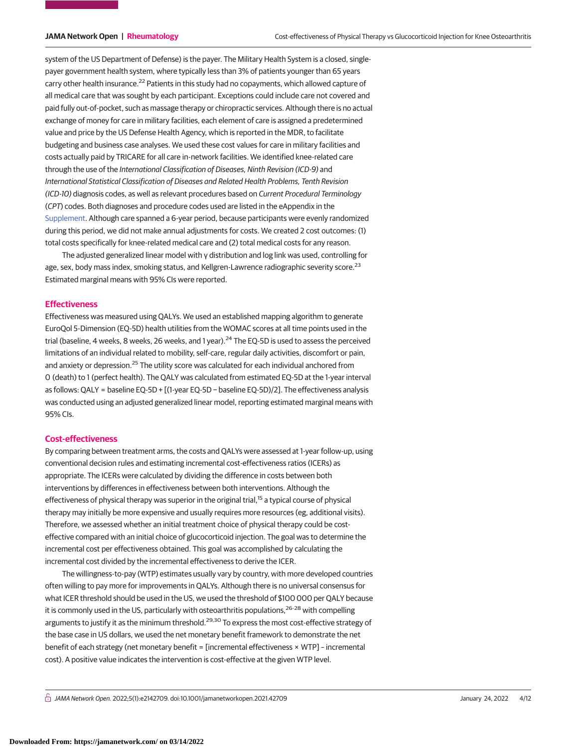system of the US Department of Defense) is the payer. The Military Health System is a closed, single-payer government health system, where typically less than 3% of patients younger than 65 years carry other health insurance.[22] Patients in this study had no copayments, which allowed capture of all medical care that was sought by each participant. Exceptions could include care not covered and paid fully out-of-pocket, such as massage therapy or chiropractic services. Although there is no actual exchange of money for care in military facilities, each element of care is assigned a predetermined value and price by the US Defense Health Agency, which is reported in the MDR, to facilitate budgeting and business case analyses. We used these cost values for care in military facilities and costs actually paid by TRICARE for all care in-network facilities. We identified knee-related care through the use of the *International Classification of Diseases, Ninth Revision (ICD-9)* and *International Statistical Classification of Diseases and Related Health Problems, Tenth Revision (ICD-10)* diagnosis codes, as well as relevant procedures based on *Current Procedural Terminology* (*CPT*) codes. Both diagnoses and procedure codes used are listed in the eAppendix in the Supplement. Although care spanned a 6-year period, because participants were evenly randomized during this period, we did not make annual adjustments for costs. We created 2 cost outcomes: (1) total costs specifically for knee-related medical care and (2) total medical costs for any reason.

The adjusted generalized linear model with γ distribution and log link was used, controlling for age, sex, body mass index, smoking status, and Kellgren-Lawrence radiographic severity score.[23] Estimated marginal means with 95% CIs were reported.

## Effectiveness

Effectiveness was measured using QALYs. We used an established mapping algorithm to generate EuroQol 5-Dimension (EQ-5D) health utilities from the WOMAC scores at all time points used in the trial (baseline, 4 weeks, 8 weeks, 26 weeks, and 1 year).[24] The EQ-5D is used to assess the perceived limitations of an individual related to mobility, self-care, regular daily activities, discomfort or pain, and anxiety or depression.[25] The utility score was calculated for each individual anchored from 0 (death) to 1 (perfect health). The QALY was calculated from estimated EQ-5D at the 1-year interval as follows: QALY = baseline EQ-5D + [(1-year EQ-5D − baseline EQ-5D)/2]. The effectiveness analysis was conducted using an adjusted generalized linear model, reporting estimated marginal means with 95% CIs.

## Cost-effectiveness

By comparing between treatment arms, the costs and QALYs were assessed at 1-year follow-up, using conventional decision rules and estimating incremental cost-effectiveness ratios (ICERs) as appropriate. The ICERs were calculated by dividing the difference in costs between both interventions by differences in effectiveness between both interventions. Although the effectiveness of physical therapy was superior in the original trial,[15] a typical course of physical therapy may initially be more expensive and usually requires more resources (eg, additional visits). Therefore, we assessed whether an initial treatment choice of physical therapy could be cost-effective compared with an initial choice of glucocorticoid injection. The goal was to determine the incremental cost per effectiveness obtained. This goal was accomplished by calculating the incremental cost divided by the incremental effectiveness to derive the ICER.

The willingness-to-pay (WTP) estimates usually vary by country, with more developed countries often willing to pay more for improvements in QALYs. Although there is no universal consensus for what ICER threshold should be used in the US, we used the threshold of $100 000 per QALY because it is commonly used in the US, particularly with osteoarthritis populations,[26-28] with compelling arguments to justify it as the minimum threshold.[29,30] To express the most cost-effective strategy of the base case in US dollars, we used the net monetary benefit framework to demonstrate the net benefit of each strategy (net monetary benefit = [incremental effectiveness × WTP] − incremental cost). A positive value indicates the intervention is cost-effective at the given WTP level.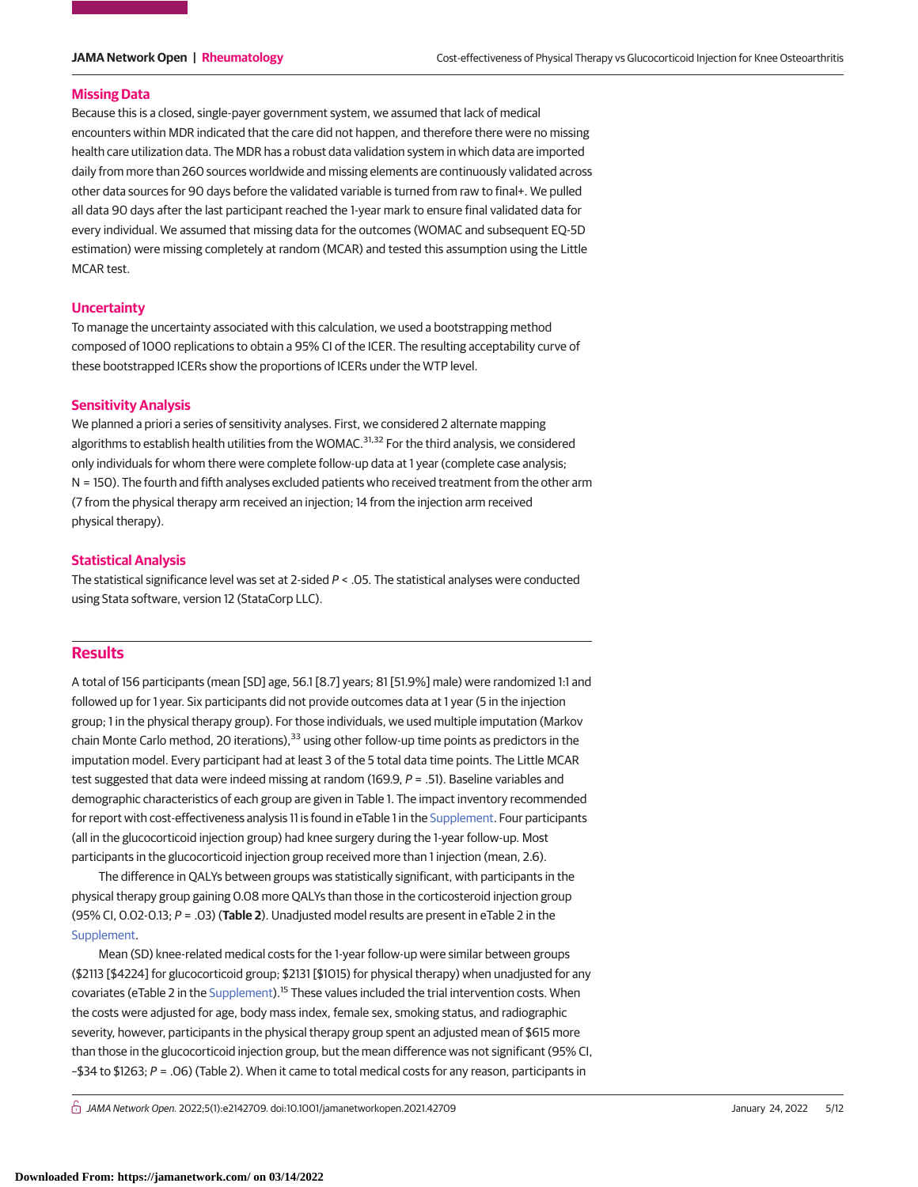## Missing Data

Because this is a closed, single-payer government system, we assumed that lack of medical encounters within MDR indicated that the care did not happen, and therefore there were no missing health care utilization data. The MDR has a robust data validation system in which data are imported daily from more than 260 sources worldwide and missing elements are continuously validated across other data sources for 90 days before the validated variable is turned from raw to final+. We pulled all data 90 days after the last participant reached the 1-year mark to ensure final validated data for every individual. We assumed that missing data for the outcomes (WOMAC and subsequent EQ-5D estimation) were missing completely at random (MCAR) and tested this assumption using the Little MCAR test.

## Uncertainty

To manage the uncertainty associated with this calculation, we used a bootstrapping method composed of 1000 replications to obtain a 95% CI of the ICER. The resulting acceptability curve of these bootstrapped ICERs show the proportions of ICERs under the WTP level.

## Sensitivity Analysis

We planned a priori a series of sensitivity analyses. First, we considered 2 alternate mapping algorithms to establish health utilities from the WOMAC.[31,32] For the third analysis, we considered only individuals for whom there were complete follow-up data at 1 year (complete case analysis; N = 150). The fourth and fifth analyses excluded patients who received treatment from the other arm (7 from the physical therapy arm received an injection; 14 from the injection arm received physical therapy).

## Statistical Analysis

The statistical significance level was set at 2-sided $P < .05$. The statistical analyses were conducted using Stata software, version 12 (StataCorp LLC).

# Results

A total of 156 participants (mean [SD] age, 56.1 [8.7] years; 81 [51.9%] male) were randomized 1:1 and followed up for 1 year. Six participants did not provide outcomes data at 1 year (5 in the injection group; 1 in the physical therapy group). For those individuals, we used multiple imputation (Markov chain Monte Carlo method, 20 iterations),[33] using other follow-up time points as predictors in the imputation model. Every participant had at least 3 of the 5 total data time points. The Little MCAR test suggested that data were indeed missing at random (169.9, $P = .51$). Baseline variables and demographic characteristics of each group are given in Table 1. The impact inventory recommended for report with cost-effectiveness analysis 11 is found in eTable 1 in the Supplement. Four participants (all in the glucocorticoid injection group) had knee surgery during the 1-year follow-up. Most participants in the glucocorticoid injection group received more than 1 injection (mean, 2.6).

The difference in QALYs between groups was statistically significant, with participants in the physical therapy group gaining 0.08 more QALYs than those in the corticosteroid injection group (95% CI, 0.02-0.13; $P = .03$) (**Table 2**). Unadjusted model results are present in eTable 2 in the Supplement.

Mean (SD) knee-related medical costs for the 1-year follow-up were similar between groups ($2113 [$4224] for glucocorticoid group; $2131 [$1015] for physical therapy) when unadjusted for any covariates (eTable 2 in the Supplement).[15] These values included the trial intervention costs. When the costs were adjusted for age, body mass index, female sex, smoking status, and radiographic severity, however, participants in the physical therapy group spent an adjusted mean of $615 more than those in the glucocorticoid injection group, but the mean difference was not significant (95% CI, −$34 to $1263; $P = .06$) (Table 2). When it came to total medical costs for any reason, participants in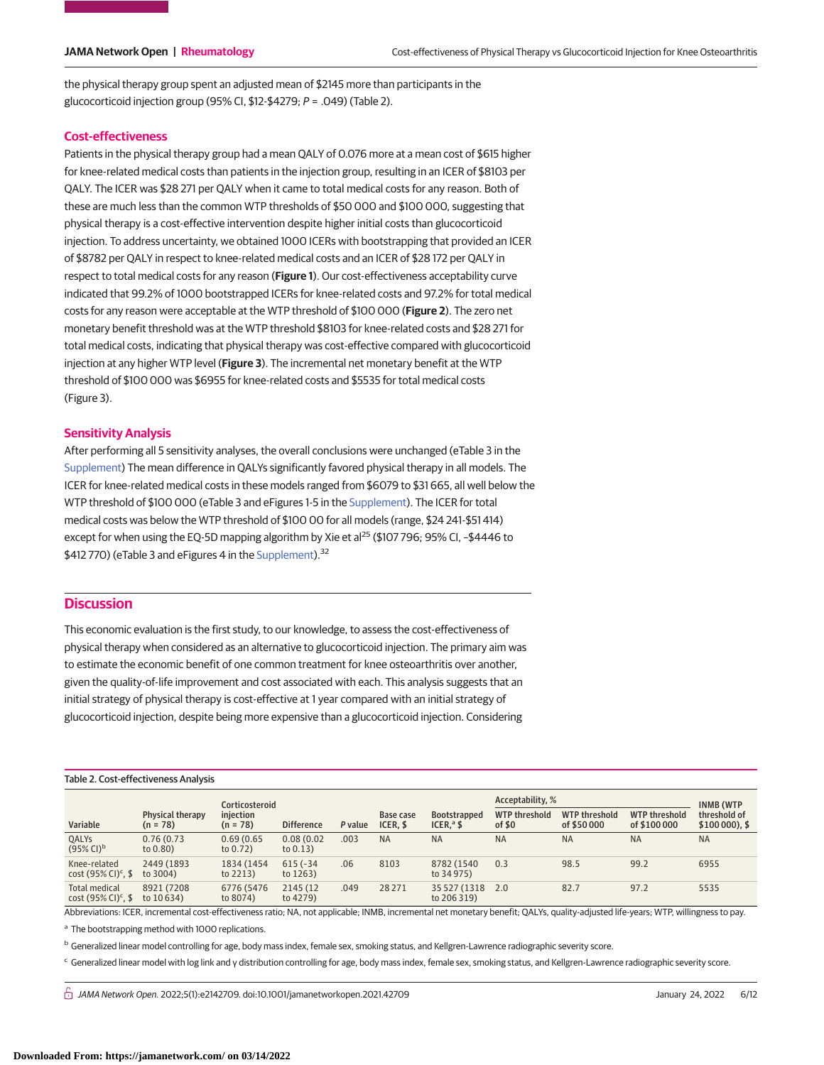the physical therapy group spent an adjusted mean of $2145 more than participants in the glucocorticoid injection group (95% CI, $12-$4279; P = .049) (Table 2).

## Cost-effectiveness

Patients in the physical therapy group had a mean QALY of 0.076 more at a mean cost of $615 higher for knee-related medical costs than patients in the injection group, resulting in an ICER of $8103 per QALY. The ICER was $28 271 per QALY when it came to total medical costs for any reason. Both of these are much less than the common WTP thresholds of $50 000 and $100 000, suggesting that physical therapy is a cost-effective intervention despite higher initial costs than glucocorticoid injection. To address uncertainty, we obtained 1000 ICERs with bootstrapping that provided an ICER of $8782 per QALY in respect to knee-related medical costs and an ICER of $28 172 per QALY in respect to total medical costs for any reason (**Figure 1**). Our cost-effectiveness acceptability curve indicated that 99.2% of 1000 bootstrapped ICERs for knee-related costs and 97.2% for total medical costs for any reason were acceptable at the WTP threshold of $100 000 (**Figure 2**). The zero net monetary benefit threshold was at the WTP threshold $8103 for knee-related costs and $28 271 for total medical costs, indicating that physical therapy was cost-effective compared with glucocorticoid injection at any higher WTP level (**Figure 3**). The incremental net monetary benefit at the WTP threshold of $100 000 was $6955 for knee-related costs and $5535 for total medical costs (Figure 3).

## Sensitivity Analysis

After performing all 5 sensitivity analyses, the overall conclusions were unchanged (eTable 3 in the Supplement) The mean difference in QALYs significantly favored physical therapy in all models. The ICER for knee-related medical costs in these models ranged from $6079 to $31 665, all well below the WTP threshold of $100 000 (eTable 3 and eFigures 1-5 in the Supplement). The ICER for total medical costs was below the WTP threshold of $100 00 for all models (range, $24 241-$51 414) except for when using the EQ-5D mapping algorithm by Xie et al[25] ($107 796; 95% CI, −$4446 to $412 770) (eTable 3 and eFigures 4 in the Supplement).[32]

# Discussion

This economic evaluation is the first study, to our knowledge, to assess the cost-effectiveness of physical therapy when considered as an alternative to glucocorticoid injection. The primary aim was to estimate the economic benefit of one common treatment for knee osteoarthritis over another, given the quality-of-life improvement and cost associated with each. This analysis suggests that an initial strategy of physical therapy is cost-effective at 1 year compared with an initial strategy of glucocorticoid injection, despite being more expensive than a glucocorticoid injection. Considering

Table 2. Cost-effectiveness Analysis

| Variable | Physical therapy (n = 78) | Corticosteroid injection (n = 78) | Difference | P value | Base case ICER, $ | Bootstrapped ICER,[a] $ | Acceptability, % | | | INMB (WTP threshold of $100 000), $ |
|---|---|---|---|---|---|---|---|---|---|---|
| | | | | | | | WTP threshold of $0 | WTP threshold of $50 000 | WTP threshold of $100 000 | |
| QALYs (95% CI)[b] | 0.76 (0.73 to 0.80) | 0.69 (0.65 to 0.72) | 0.08 (0.02 to 0.13) | .003 | NA | NA | NA | NA | NA | NA |
| Knee-related cost (95% CI)[c], $ | 2449 (1893 to 3004) | 1834 (1454 to 2213) | 615 (-34 to 1263) | .06 | 8103 | 8782 (1540 to 34 975) | 0.3 | 98.5 | 99.2 | 6955 |
| Total medical cost (95% CI)[c], $ | 8921 (7208 to 10 634) | 6776 (5476 to 8074) | 2145 (12 to 4279) | .049 | 28 271 | 35 527 (1318 to 206 319) | 2.0 | 82.7 | 97.2 | 5535 |

Abbreviations: ICER, incremental cost-effectiveness ratio; NA, not applicable; INMB, incremental net monetary benefit; QALYs, quality-adjusted life-years; WTP, willingness to pay.

[a] The bootstrapping method with 1000 replications.

[b] Generalized linear model controlling for age, body mass index, female sex, smoking status, and Kellgren-Lawrence radiographic severity score.

[c] Generalized linear model with log link and γ distribution controlling for age, body mass index, female sex, smoking status, and Kellgren-Lawrence radiographic severity score.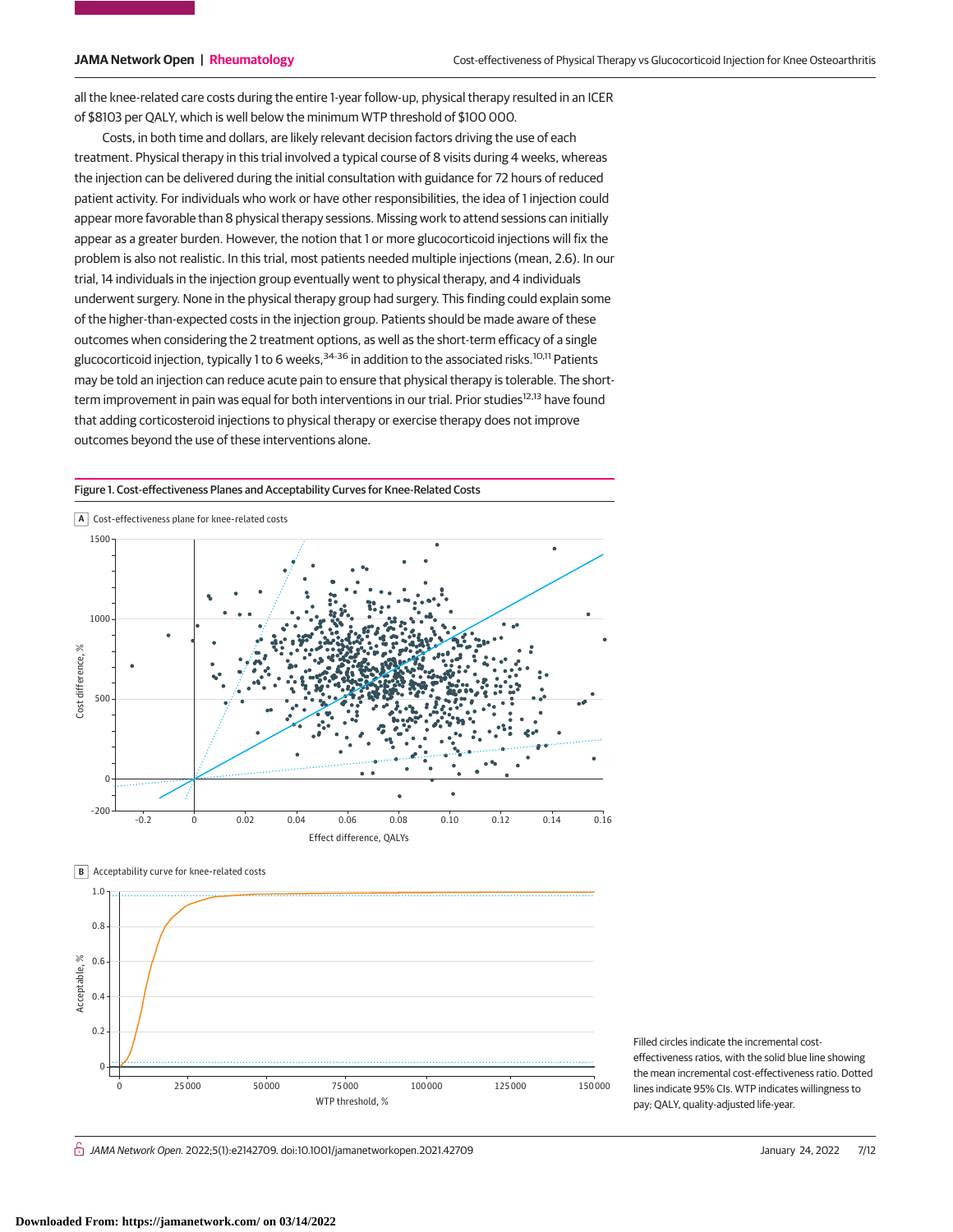all the knee-related care costs during the entire 1-year follow-up, physical therapy resulted in an ICER of $8103 per QALY, which is well below the minimum WTP threshold of $100 000.

Costs, in both time and dollars, are likely relevant decision factors driving the use of each treatment. Physical therapy in this trial involved a typical course of 8 visits during 4 weeks, whereas the injection can be delivered during the initial consultation with guidance for 72 hours of reduced patient activity. For individuals who work or have other responsibilities, the idea of 1 injection could appear more favorable than 8 physical therapy sessions. Missing work to attend sessions can initially appear as a greater burden. However, the notion that 1 or more glucocorticoid injections will fix the problem is also not realistic. In this trial, most patients needed multiple injections (mean, 2.6). In our trial, 14 individuals in the injection group eventually went to physical therapy, and 4 individuals underwent surgery. None in the physical therapy group had surgery. This finding could explain some of the higher-than-expected costs in the injection group. Patients should be made aware of these outcomes when considering the 2 treatment options, as well as the short-term efficacy of a single glucocorticoid injection, typically 1 to 6 weeks,[34-36] in addition to the associated risks.[10,11] Patients may be told an injection can reduce acute pain to ensure that physical therapy is tolerable. The short-term improvement in pain was equal for both interventions in our trial. Prior studies[12,13] have found that adding corticosteroid injections to physical therapy or exercise therapy does not improve outcomes beyond the use of these interventions alone.

**Figure 1. Cost-effectiveness Planes and Acceptability Curves for Knee-Related Costs**

A Cost-effectiveness plane for knee-related costs

B Acceptability curve for knee-related costs

Filled circles indicate the incremental cost-effectiveness ratios, with the solid blue line showing the mean incremental cost-effectiveness ratio. Dotted lines indicate 95% CIs. WTP indicates willingness to pay; QALY, quality-adjusted life-year.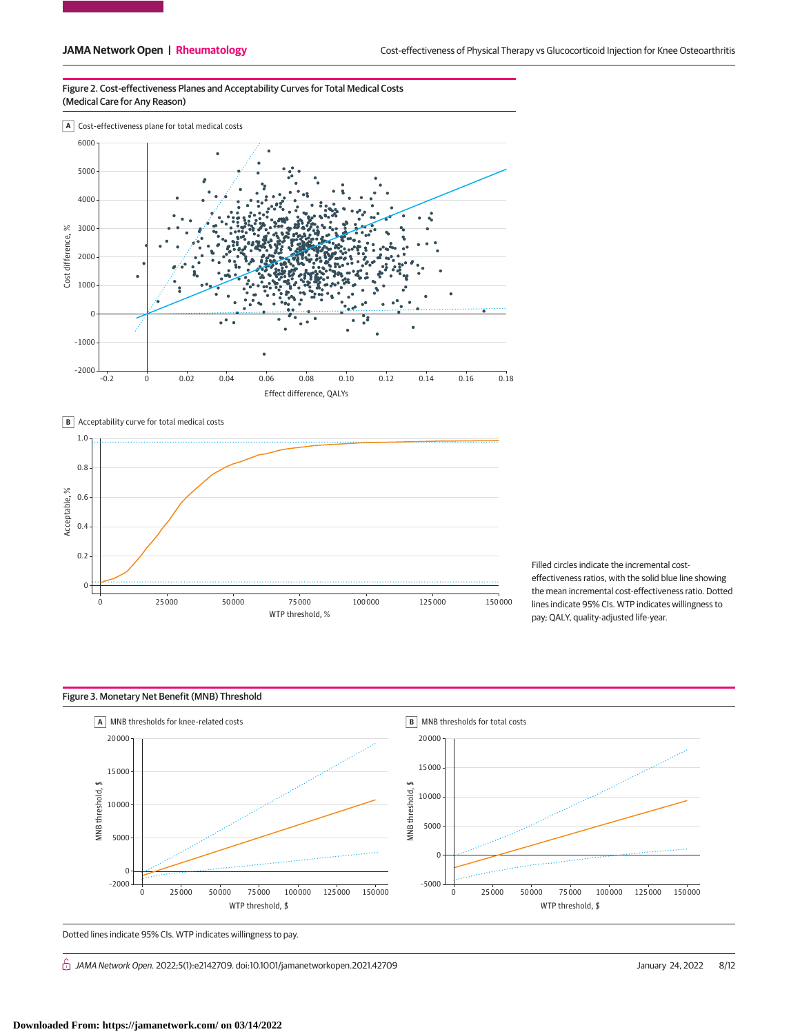Figure 2. Cost-effectiveness Planes and Acceptability Curves for Total Medical Costs (Medical Care for Any Reason)

A Cost-effectiveness plane for total medical costs

B Acceptability curve for total medical costs

Filled circles indicate the incremental cost-effectiveness ratios, with the solid blue line showing the mean incremental cost-effectiveness ratio. Dotted lines indicate 95% CIs. WTP indicates willingness to pay; QALY, quality-adjusted life-year.

Figure 3. Monetary Net Benefit (MNB) Threshold

A MNB thresholds for knee-related costs

B MNB thresholds for total costs

Dotted lines indicate 95% CIs. WTP indicates willingness to pay.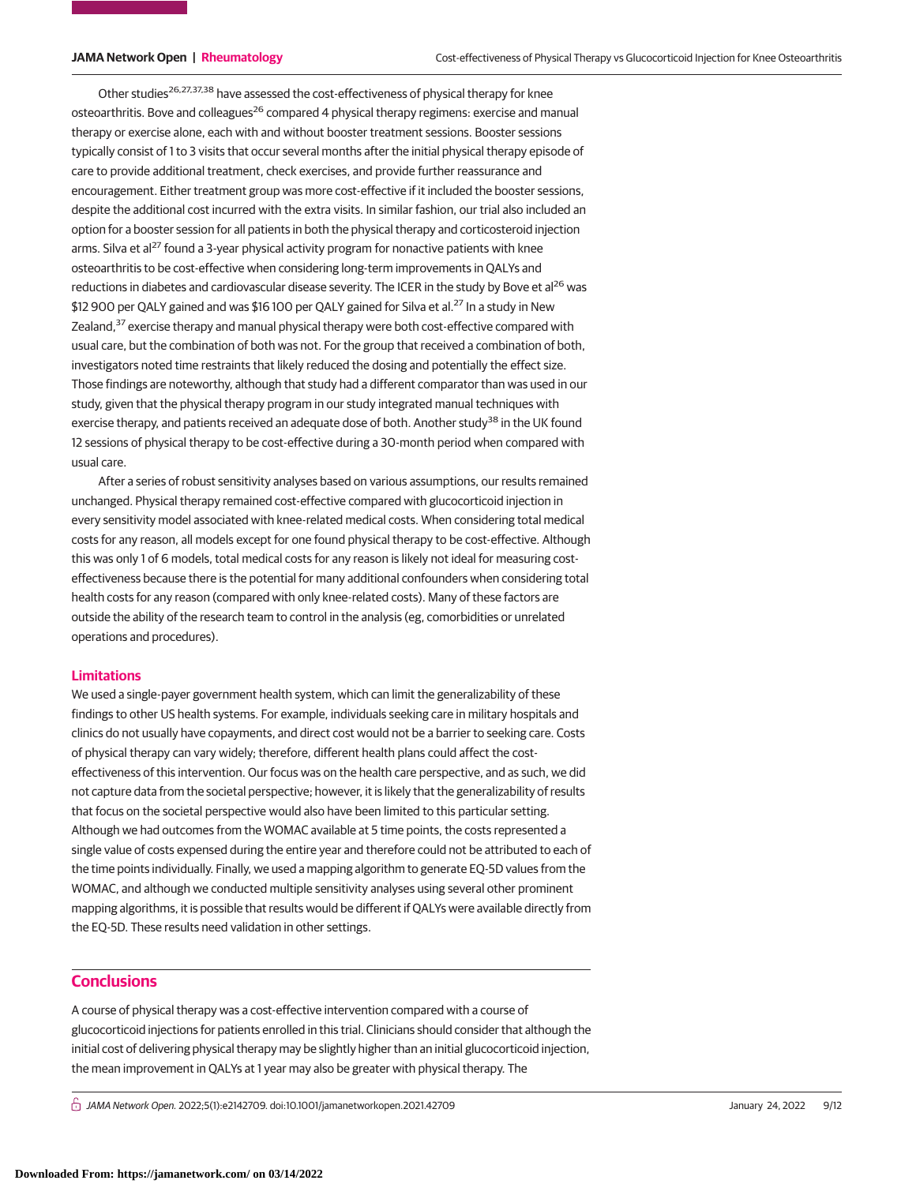Other studies[26,27,37,38] have assessed the cost-effectiveness of physical therapy for knee osteoarthritis. Bove and colleagues[26] compared 4 physical therapy regimens: exercise and manual therapy or exercise alone, each with and without booster treatment sessions. Booster sessions typically consist of 1 to 3 visits that occur several months after the initial physical therapy episode of care to provide additional treatment, check exercises, and provide further reassurance and encouragement. Either treatment group was more cost-effective if it included the booster sessions, despite the additional cost incurred with the extra visits. In similar fashion, our trial also included an option for a booster session for all patients in both the physical therapy and corticosteroid injection arms. Silva et al[27] found a 3-year physical activity program for nonactive patients with knee osteoarthritis to be cost-effective when considering long-term improvements in QALYs and reductions in diabetes and cardiovascular disease severity. The ICER in the study by Bove et al[26] was $12 900 per QALY gained and was $16 100 per QALY gained for Silva et al.[27] In a study in New Zealand,[37] exercise therapy and manual physical therapy were both cost-effective compared with usual care, but the combination of both was not. For the group that received a combination of both, investigators noted time restraints that likely reduced the dosing and potentially the effect size. Those findings are noteworthy, although that study had a different comparator than was used in our study, given that the physical therapy program in our study integrated manual techniques with exercise therapy, and patients received an adequate dose of both. Another study[38] in the UK found 12 sessions of physical therapy to be cost-effective during a 30-month period when compared with usual care.

After a series of robust sensitivity analyses based on various assumptions, our results remained unchanged. Physical therapy remained cost-effective compared with glucocorticoid injection in every sensitivity model associated with knee-related medical costs. When considering total medical costs for any reason, all models except for one found physical therapy to be cost-effective. Although this was only 1 of 6 models, total medical costs for any reason is likely not ideal for measuring cost-effectiveness because there is the potential for many additional confounders when considering total health costs for any reason (compared with only knee-related costs). Many of these factors are outside the ability of the research team to control in the analysis (eg, comorbidities or unrelated operations and procedures).

### Limitations

We used a single-payer government health system, which can limit the generalizability of these findings to other US health systems. For example, individuals seeking care in military hospitals and clinics do not usually have copayments, and direct cost would not be a barrier to seeking care. Costs of physical therapy can vary widely; therefore, different health plans could affect the cost-effectiveness of this intervention. Our focus was on the health care perspective, and as such, we did not capture data from the societal perspective; however, it is likely that the generalizability of results that focus on the societal perspective would also have been limited to this particular setting. Although we had outcomes from the WOMAC available at 5 time points, the costs represented a single value of costs expensed during the entire year and therefore could not be attributed to each of the time points individually. Finally, we used a mapping algorithm to generate EQ-5D values from the WOMAC, and although we conducted multiple sensitivity analyses using several other prominent mapping algorithms, it is possible that results would be different if QALYs were available directly from the EQ-5D. These results need validation in other settings.

## Conclusions

A course of physical therapy was a cost-effective intervention compared with a course of glucocorticoid injections for patients enrolled in this trial. Clinicians should consider that although the initial cost of delivering physical therapy may be slightly higher than an initial glucocorticoid injection, the mean improvement in QALYs at 1 year may also be greater with physical therapy. The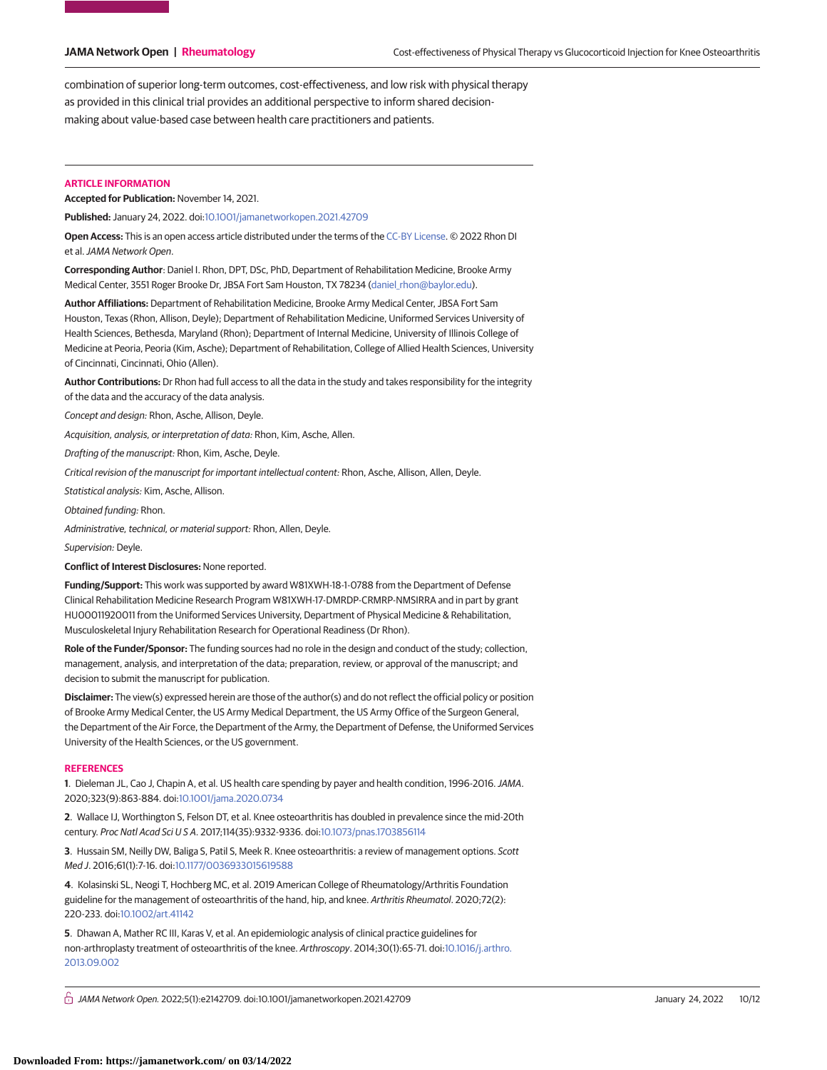combination of superior long-term outcomes, cost-effectiveness, and low risk with physical therapy as provided in this clinical trial provides an additional perspective to inform shared decision-making about value-based case between health care practitioners and patients.

## ARTICLE INFORMATION

**Accepted for Publication:** November 14, 2021.

**Published:** January 24, 2022. doi:10.1001/jamanetworkopen.2021.42709

**Open Access:** This is an open access article distributed under the terms of the CC-BY License. © 2022 Rhon DI et al. *JAMA Network Open*.

**Corresponding Author**: Daniel I. Rhon, DPT, DSc, PhD, Department of Rehabilitation Medicine, Brooke Army Medical Center, 3551 Roger Brooke Dr, JBSA Fort Sam Houston, TX 78234 (daniel_rhon@baylor.edu).

**Author Affiliations:** Department of Rehabilitation Medicine, Brooke Army Medical Center, JBSA Fort Sam Houston, Texas (Rhon, Allison, Deyle); Department of Rehabilitation Medicine, Uniformed Services University of Health Sciences, Bethesda, Maryland (Rhon); Department of Internal Medicine, University of Illinois College of Medicine at Peoria, Peoria (Kim, Asche); Department of Rehabilitation, College of Allied Health Sciences, University of Cincinnati, Cincinnati, Ohio (Allen).

**Author Contributions:** Dr Rhon had full access to all the data in the study and takes responsibility for the integrity of the data and the accuracy of the data analysis.

*Concept and design:* Rhon, Asche, Allison, Deyle.

*Acquisition, analysis, or interpretation of data:* Rhon, Kim, Asche, Allen.

*Drafting of the manuscript:* Rhon, Kim, Asche, Deyle.

*Critical revision of the manuscript for important intellectual content:* Rhon, Asche, Allison, Allen, Deyle.

*Statistical analysis:* Kim, Asche, Allison.

*Obtained funding:* Rhon.

*Administrative, technical, or material support:* Rhon, Allen, Deyle.

*Supervision:* Deyle.

**Conflict of Interest Disclosures:** None reported.

**Funding/Support:** This work was supported by award W81XWH-18-1-0788 from the Department of Defense Clinical Rehabilitation Medicine Research Program W81XWH-17-DMRDP-CRMRP-NMSIRRA and in part by grant HU00011920011 from the Uniformed Services University, Department of Physical Medicine & Rehabilitation, Musculoskeletal Injury Rehabilitation Research for Operational Readiness (Dr Rhon).

**Role of the Funder/Sponsor:** The funding sources had no role in the design and conduct of the study; collection, management, analysis, and interpretation of the data; preparation, review, or approval of the manuscript; and decision to submit the manuscript for publication.

**Disclaimer:** The view(s) expressed herein are those of the author(s) and do not reflect the official policy or position of Brooke Army Medical Center, the US Army Medical Department, the US Army Office of the Surgeon General, the Department of the Air Force, the Department of the Army, the Department of Defense, the Uniformed Services University of the Health Sciences, or the US government.

## REFERENCES

**1**. Dieleman JL, Cao J, Chapin A, et al. US health care spending by payer and health condition, 1996-2016. *JAMA*. 2020;323(9):863-884. doi:10.1001/jama.2020.0734

**2**. Wallace IJ, Worthington S, Felson DT, et al. Knee osteoarthritis has doubled in prevalence since the mid-20th century. *Proc Natl Acad Sci U S A*. 2017;114(35):9332-9336. doi:10.1073/pnas.1703856114

**3**. Hussain SM, Neilly DW, Baliga S, Patil S, Meek R. Knee osteoarthritis: a review of management options. *Scott Med J*. 2016;61(1):7-16. doi:10.1177/0036933015619588

**4**. Kolasinski SL, Neogi T, Hochberg MC, et al. 2019 American College of Rheumatology/Arthritis Foundation guideline for the management of osteoarthritis of the hand, hip, and knee. *Arthritis Rheumatol*. 2020;72(2):220-233. doi:10.1002/art.41142

**5**. Dhawan A, Mather RC III, Karas V, et al. An epidemiologic analysis of clinical practice guidelines for non-arthroplasty treatment of osteoarthritis of the knee. *Arthroscopy*. 2014;30(1):65-71. doi:10.1016/j.arthro.2013.09.002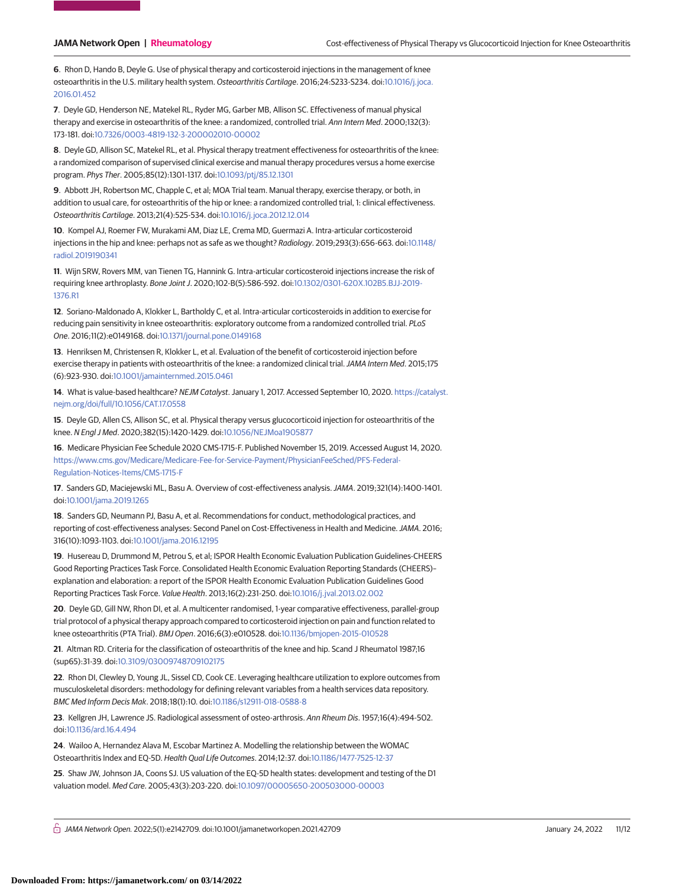6. Rhon D, Hando B, Deyle G. Use of physical therapy and corticosteroid injections in the management of knee osteoarthritis in the U.S. military health system. *Osteoarthritis Cartilage*. 2016;24:S233-S234. doi:10.1016/j.joca.2016.01.452

7. Deyle GD, Henderson NE, Matekel RL, Ryder MG, Garber MB, Allison SC. Effectiveness of manual physical therapy and exercise in osteoarthritis of the knee: a randomized, controlled trial. *Ann Intern Med*. 2000;132(3):173-181. doi:10.7326/0003-4819-132-3-200002010-00002

8. Deyle GD, Allison SC, Matekel RL, et al. Physical therapy treatment effectiveness for osteoarthritis of the knee: a randomized comparison of supervised clinical exercise and manual therapy procedures versus a home exercise program. *Phys Ther*. 2005;85(12):1301-1317. doi:10.1093/ptj/85.12.1301

9. Abbott JH, Robertson MC, Chapple C, et al; MOA Trial team. Manual therapy, exercise therapy, or both, in addition to usual care, for osteoarthritis of the hip or knee: a randomized controlled trial, 1: clinical effectiveness. *Osteoarthritis Cartilage*. 2013;21(4):525-534. doi:10.1016/j.joca.2012.12.014

10. Kompel AJ, Roemer FW, Murakami AM, Diaz LE, Crema MD, Guermazi A. Intra-articular corticosteroid injections in the hip and knee: perhaps not as safe as we thought? *Radiology*. 2019;293(3):656-663. doi:10.1148/radiol.2019190341

11. Wijn SRW, Rovers MM, van Tienen TG, Hannink G. Intra-articular corticosteroid injections increase the risk of requiring knee arthroplasty. *Bone Joint J*. 2020;102-B(5):586-592. doi:10.1302/0301-620X.102B5.BJJ-2019-1376.R1

12. Soriano-Maldonado A, Klokker L, Bartholdy C, et al. Intra-articular corticosteroids in addition to exercise for reducing pain sensitivity in knee osteoarthritis: exploratory outcome from a randomized controlled trial. *PLoS One*. 2016;11(2):e0149168. doi:10.1371/journal.pone.0149168

13. Henriksen M, Christensen R, Klokker L, et al. Evaluation of the benefit of corticosteroid injection before exercise therapy in patients with osteoarthritis of the knee: a randomized clinical trial. *JAMA Intern Med*. 2015;175(6):923-930. doi:10.1001/jamainternmed.2015.0461

14. What is value-based healthcare? *NEJM Catalyst*. January 1, 2017. Accessed September 10, 2020. https://catalyst.nejm.org/doi/full/10.1056/CAT.17.0558

15. Deyle GD, Allen CS, Allison SC, et al. Physical therapy versus glucocorticoid injection for osteoarthritis of the knee. *N Engl J Med*. 2020;382(15):1420-1429. doi:10.1056/NEJMoa1905877

16. Medicare Physician Fee Schedule 2020 CMS-1715-F. Published November 15, 2019. Accessed August 14, 2020. https://www.cms.gov/Medicare/Medicare-Fee-for-Service-Payment/PhysicianFeeSched/PFS-Federal-Regulation-Notices-Items/CMS-1715-F

17. Sanders GD, Maciejewski ML, Basu A. Overview of cost-effectiveness analysis. *JAMA*. 2019;321(14):1400-1401. doi:10.1001/jama.2019.1265

18. Sanders GD, Neumann PJ, Basu A, et al. Recommendations for conduct, methodological practices, and reporting of cost-effectiveness analyses: Second Panel on Cost-Effectiveness in Health and Medicine. *JAMA*. 2016;316(10):1093-1103. doi:10.1001/jama.2016.12195

19. Husereau D, Drummond M, Petrou S, et al; ISPOR Health Economic Evaluation Publication Guidelines-CHEERS Good Reporting Practices Task Force. Consolidated Health Economic Evaluation Reporting Standards (CHEERS)–explanation and elaboration: a report of the ISPOR Health Economic Evaluation Publication Guidelines Good Reporting Practices Task Force. *Value Health*. 2013;16(2):231-250. doi:10.1016/j.jval.2013.02.002

20. Deyle GD, Gill NW, Rhon DI, et al. A multicenter randomised, 1-year comparative effectiveness, parallel-group trial protocol of a physical therapy approach compared to corticosteroid injection on pain and function related to knee osteoarthritis (PTA Trial). *BMJ Open*. 2016;6(3):e010528. doi:10.1136/bmjopen-2015-010528

21. Altman RD. Criteria for the classification of osteoarthritis of the knee and hip. Scand J Rheumatol 1987;16(sup65):31-39. doi:10.3109/03009748709102175

22. Rhon DI, Clewley D, Young JL, Sissel CD, Cook CE. Leveraging healthcare utilization to explore outcomes from musculoskeletal disorders: methodology for defining relevant variables from a health services data repository. *BMC Med Inform Decis Mak*. 2018;18(1):10. doi:10.1186/s12911-018-0588-8

23. Kellgren JH, Lawrence JS. Radiological assessment of osteo-arthrosis. *Ann Rheum Dis*. 1957;16(4):494-502. doi:10.1136/ard.16.4.494

24. Wailoo A, Hernandez Alava M, Escobar Martinez A. Modelling the relationship between the WOMAC Osteoarthritis Index and EQ-5D. *Health Qual Life Outcomes*. 2014;12:37. doi:10.1186/1477-7525-12-37

25. Shaw JW, Johnson JA, Coons SJ. US valuation of the EQ-5D health states: development and testing of the D1 valuation model. *Med Care*. 2005;43(3):203-220. doi:10.1097/00005650-200503000-00003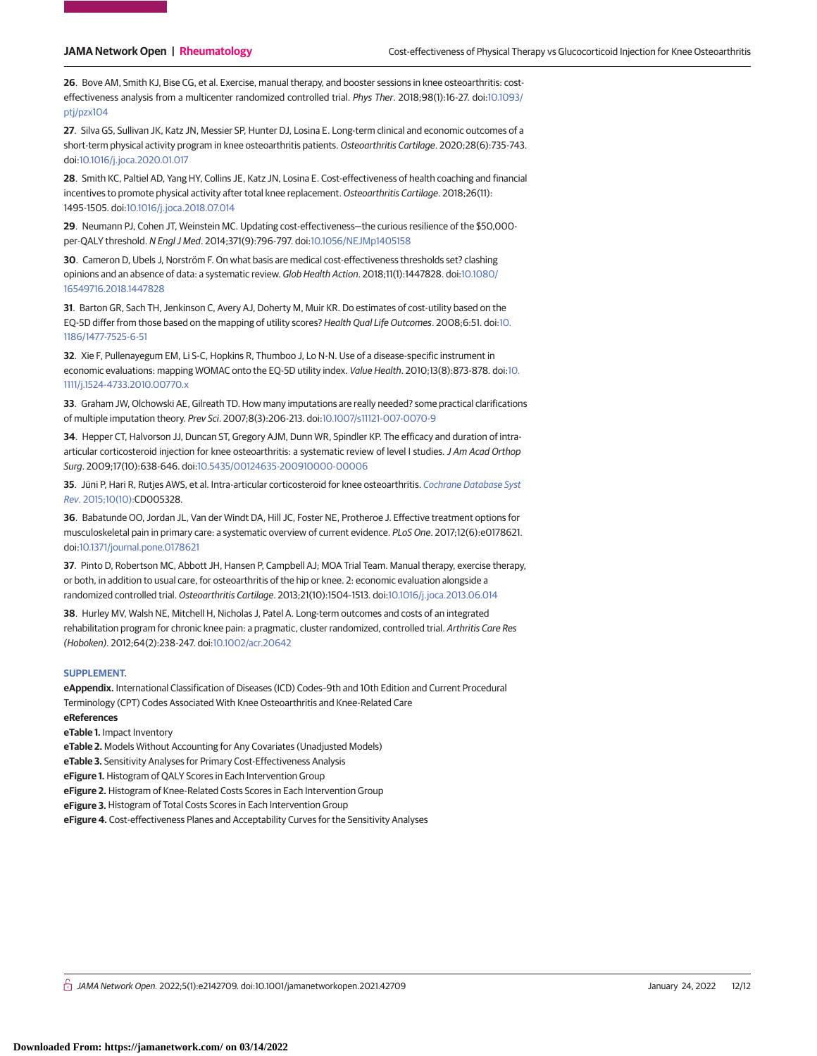**26**. Bove AM, Smith KJ, Bise CG, et al. Exercise, manual therapy, and booster sessions in knee osteoarthritis: cost-effectiveness analysis from a multicenter randomized controlled trial. *Phys Ther*. 2018;98(1):16-27. doi:10.1093/ptj/pzx104

**27**. Silva GS, Sullivan JK, Katz JN, Messier SP, Hunter DJ, Losina E. Long-term clinical and economic outcomes of a short-term physical activity program in knee osteoarthritis patients. *Osteoarthritis Cartilage*. 2020;28(6):735-743. doi:10.1016/j.joca.2020.01.017

**28**. Smith KC, Paltiel AD, Yang HY, Collins JE, Katz JN, Losina E. Cost-effectiveness of health coaching and financial incentives to promote physical activity after total knee replacement. *Osteoarthritis Cartilage*. 2018;26(11): 1495-1505. doi:10.1016/j.joca.2018.07.014

**29**. Neumann PJ, Cohen JT, Weinstein MC. Updating cost-effectiveness—the curious resilience of the $50,000-per-QALY threshold. *N Engl J Med*. 2014;371(9):796-797. doi:10.1056/NEJMp1405158

**30**. Cameron D, Ubels J, Norström F. On what basis are medical cost-effectiveness thresholds set? clashing opinions and an absence of data: a systematic review. *Glob Health Action*. 2018;11(1):1447828. doi:10.1080/16549716.2018.1447828

**31**. Barton GR, Sach TH, Jenkinson C, Avery AJ, Doherty M, Muir KR. Do estimates of cost-utility based on the EQ-5D differ from those based on the mapping of utility scores? *Health Qual Life Outcomes*. 2008;6:51. doi:10.1186/1477-7525-6-51

**32**. Xie F, Pullenayegum EM, Li S-C, Hopkins R, Thumboo J, Lo N-N. Use of a disease-specific instrument in economic evaluations: mapping WOMAC onto the EQ-5D utility index. *Value Health*. 2010;13(8):873-878. doi:10.1111/j.1524-4733.2010.00770.x

**33**. Graham JW, Olchowski AE, Gilreath TD. How many imputations are really needed? some practical clarifications of multiple imputation theory. *Prev Sci*. 2007;8(3):206-213. doi:10.1007/s11121-007-0070-9

**34**. Hepper CT, Halvorson JJ, Duncan ST, Gregory AJM, Dunn WR, Spindler KP. The efficacy and duration of intra-articular corticosteroid injection for knee osteoarthritis: a systematic review of level I studies. *J Am Acad Orthop Surg*. 2009;17(10):638-646. doi:10.5435/00124635-200910000-00006

**35**. Jüni P, Hari R, Rutjes AWS, et al. Intra-articular corticosteroid for knee osteoarthritis. *Cochrane Database Syst Rev*. 2015;10(10):CD005328.

**36**. Babatunde OO, Jordan JL, Van der Windt DA, Hill JC, Foster NE, Protheroe J. Effective treatment options for musculoskeletal pain in primary care: a systematic overview of current evidence. *PLoS One*. 2017;12(6):e0178621. doi:10.1371/journal.pone.0178621

**37**. Pinto D, Robertson MC, Abbott JH, Hansen P, Campbell AJ; MOA Trial Team. Manual therapy, exercise therapy, or both, in addition to usual care, for osteoarthritis of the hip or knee. 2: economic evaluation alongside a randomized controlled trial. *Osteoarthritis Cartilage*. 2013;21(10):1504-1513. doi:10.1016/j.joca.2013.06.014

**38**. Hurley MV, Walsh NE, Mitchell H, Nicholas J, Patel A. Long-term outcomes and costs of an integrated rehabilitation program for chronic knee pain: a pragmatic, cluster randomized, controlled trial. *Arthritis Care Res (Hoboken)*. 2012;64(2):238-247. doi:10.1002/acr.20642

**SUPPLEMENT.**

**eAppendix.** International Classification of Diseases (ICD) Codes–9th and 10th Edition and Current Procedural Terminology (CPT) Codes Associated With Knee Osteoarthritis and Knee-Related Care

**eReferences**

**eTable 1.** Impact Inventory

**eTable 2.** Models Without Accounting for Any Covariates (Unadjusted Models)

**eTable 3.** Sensitivity Analyses for Primary Cost-Effectiveness Analysis

**eFigure 1.** Histogram of QALY Scores in Each Intervention Group

**eFigure 2.** Histogram of Knee-Related Costs Scores in Each Intervention Group

**eFigure 3.** Histogram of Total Costs Scores in Each Intervention Group

**eFigure 4.** Cost-effectiveness Planes and Acceptability Curves for the Sensitivity Analyses